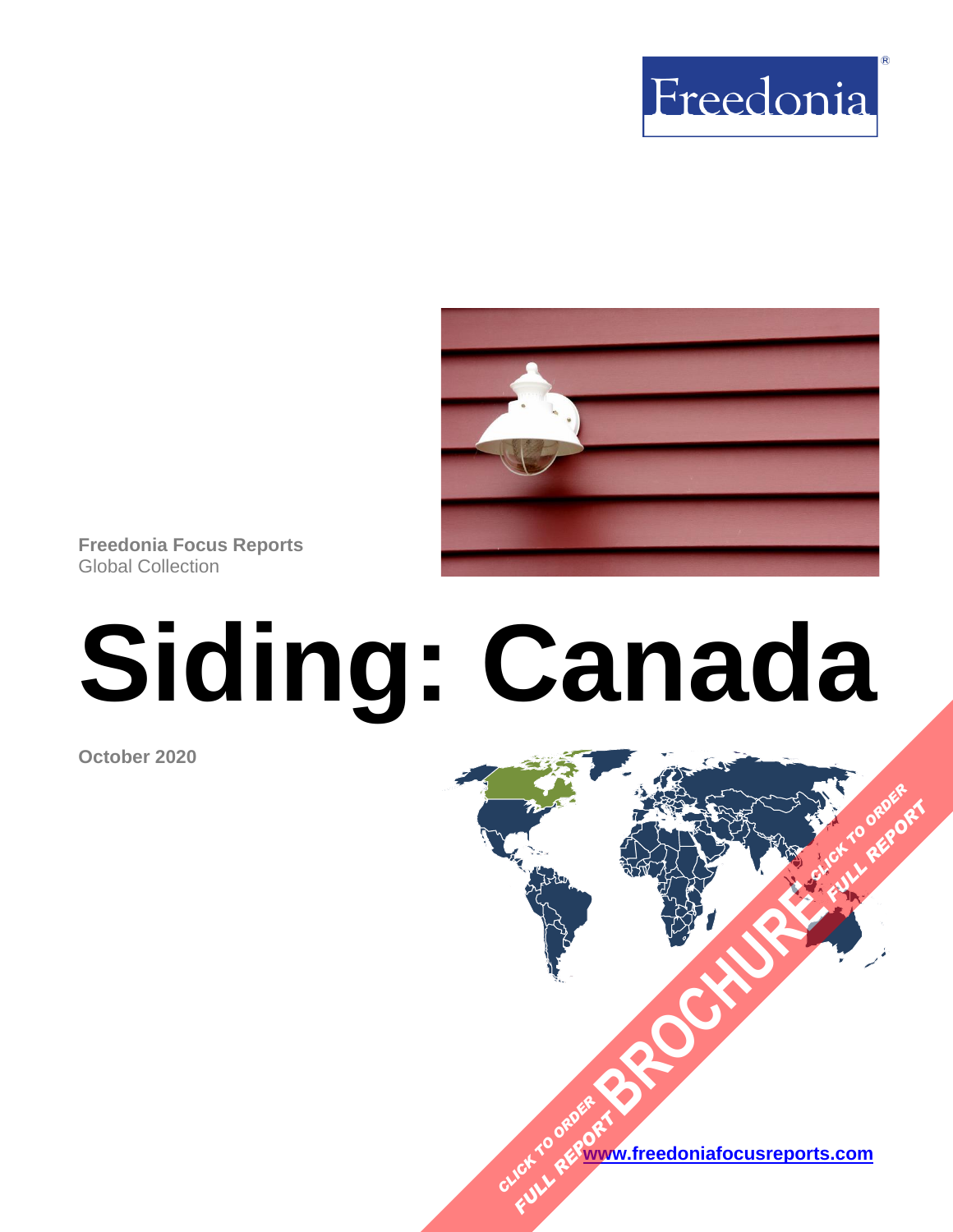Freedonia

**Freedonia Focus Reports**
Global Collection

# Siding: Canada

**October 2020**

CLICK TO ORDER FULL REPORT BROCHURE CLICK TO ORDER FULL REPORT

[www.freedoniafocusreports.com](http://www.freedoniafocusreports.com)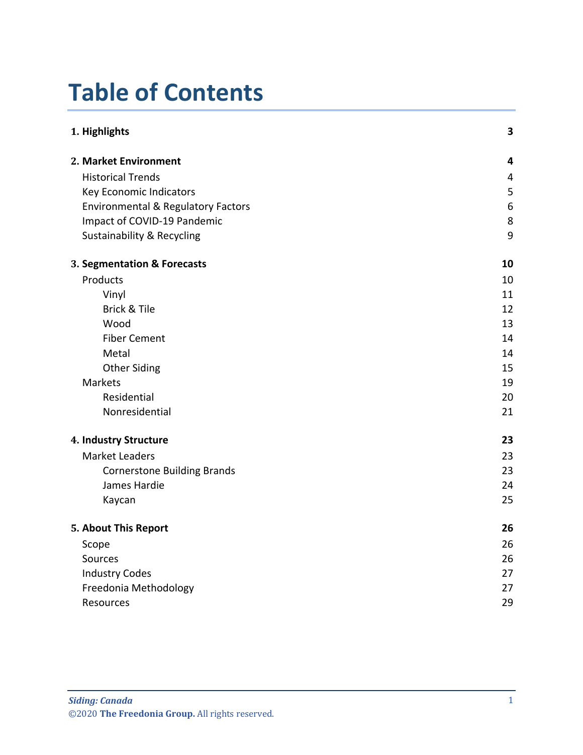# Table of Contents

| | |
|---|---|
| **1. Highlights** | **3** |
| **2. Market Environment** | **4** |
| Historical Trends | 4 |
| Key Economic Indicators | 5 |
| Environmental & Regulatory Factors | 6 |
| Impact of COVID-19 Pandemic | 8 |
| Sustainability & Recycling | 9 |
| **3. Segmentation & Forecasts** | **10** |
| Products | 10 |
| Vinyl | 11 |
| Brick & Tile | 12 |
| Wood | 13 |
| Fiber Cement | 14 |
| Metal | 14 |
| Other Siding | 15 |
| Markets | 19 |
| Residential | 20 |
| Nonresidential | 21 |
| **4. Industry Structure** | **23** |
| Market Leaders | 23 |
| Cornerstone Building Brands | 23 |
| James Hardie | 24 |
| Kaycan | 25 |
| **5. About This Report** | **26** |
| Scope | 26 |
| Sources | 26 |
| Industry Codes | 27 |
| Freedonia Methodology | 27 |
| Resources | 29 |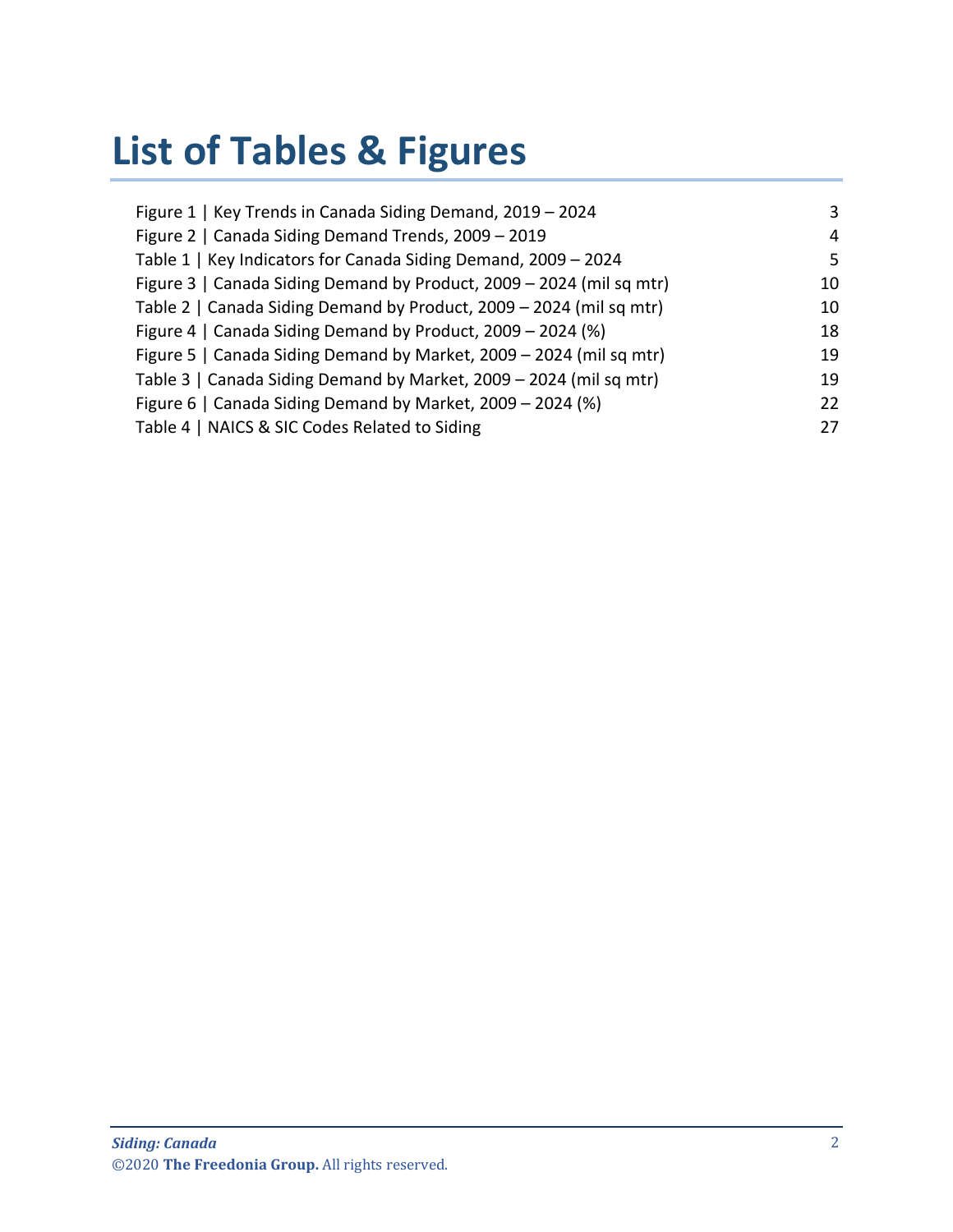# List of Tables & Figures

| | |
|---|---|
| Figure 1 \| Key Trends in Canada Siding Demand, 2019 – 2024 | 3 |
| Figure 2 \| Canada Siding Demand Trends, 2009 – 2019 | 4 |
| Table 1 \| Key Indicators for Canada Siding Demand, 2009 – 2024 | 5 |
| Figure 3 \| Canada Siding Demand by Product, 2009 – 2024 (mil sq mtr) | 10 |
| Table 2 \| Canada Siding Demand by Product, 2009 – 2024 (mil sq mtr) | 10 |
| Figure 4 \| Canada Siding Demand by Product, 2009 – 2024 (%) | 18 |
| Figure 5 \| Canada Siding Demand by Market, 2009 – 2024 (mil sq mtr) | 19 |
| Table 3 \| Canada Siding Demand by Market, 2009 – 2024 (mil sq mtr) | 19 |
| Figure 6 \| Canada Siding Demand by Market, 2009 – 2024 (%) | 22 |
| Table 4 \| NAICS & SIC Codes Related to Siding | 27 |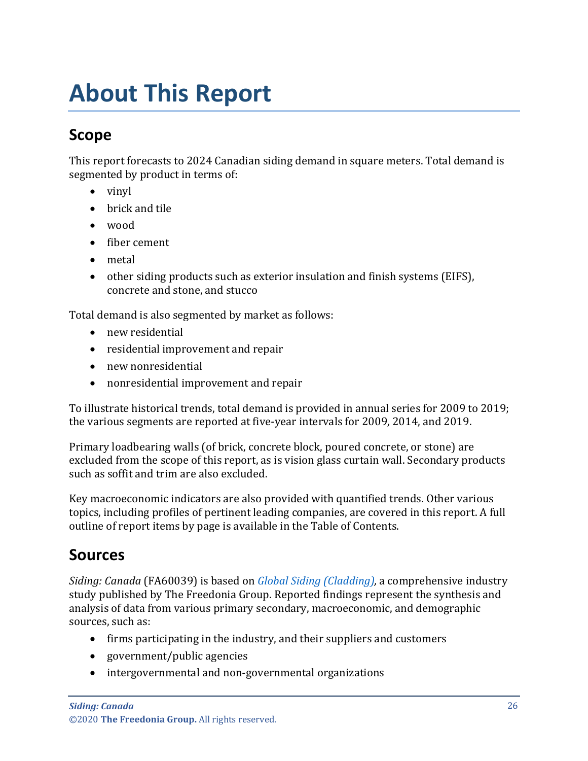# About This Report

## Scope

This report forecasts to 2024 Canadian siding demand in square meters. Total demand is segmented by product in terms of:

- vinyl
- brick and tile
- wood
- fiber cement
- metal
- other siding products such as exterior insulation and finish systems (EIFS), concrete and stone, and stucco

Total demand is also segmented by market as follows:

- new residential
- residential improvement and repair
- new nonresidential
- nonresidential improvement and repair

To illustrate historical trends, total demand is provided in annual series for 2009 to 2019; the various segments are reported at five-year intervals for 2009, 2014, and 2019.

Primary loadbearing walls (of brick, concrete block, poured concrete, or stone) are excluded from the scope of this report, as is vision glass curtain wall. Secondary products such as soffit and trim are also excluded.

Key macroeconomic indicators are also provided with quantified trends. Other various topics, including profiles of pertinent leading companies, are covered in this report. A full outline of report items by page is available in the Table of Contents.

## Sources

*Siding: Canada* (FA60039) is based on *Global Siding (Cladding)*, a comprehensive industry study published by The Freedonia Group. Reported findings represent the synthesis and analysis of data from various primary secondary, macroeconomic, and demographic sources, such as:

- firms participating in the industry, and their suppliers and customers
- government/public agencies
- intergovernmental and non-governmental organizations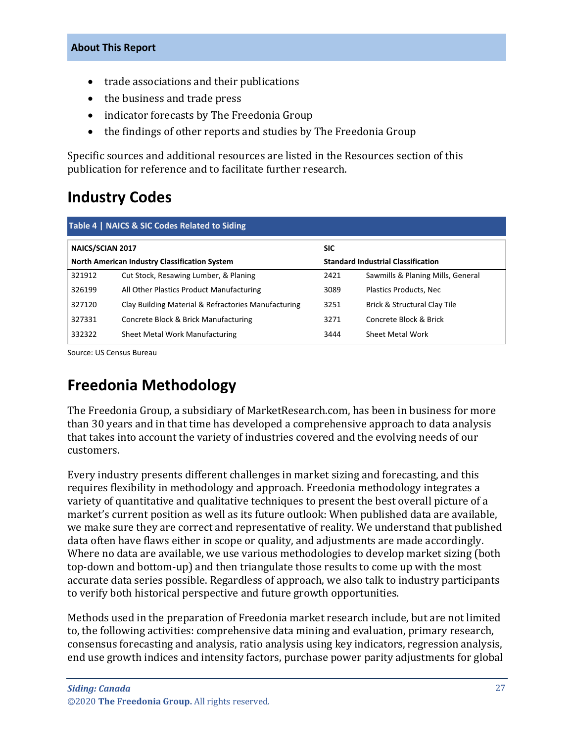- trade associations and their publications
- the business and trade press
- indicator forecasts by The Freedonia Group
- the findings of other reports and studies by The Freedonia Group

Specific sources and additional resources are listed in the Resources section of this publication for reference and to facilitate further research.

## Industry Codes

**Table 4 | NAICS & SIC Codes Related to Siding**

| NAICS/SCIAN 2017 | | SIC | |
|---|---|---|---|
| **North American Industry Classification System** | | **Standard Industrial Classification** | |
| 321912 | Cut Stock, Resawing Lumber, & Planing | 2421 | Sawmills & Planing Mills, General |
| 326199 | All Other Plastics Product Manufacturing | 3089 | Plastics Products, Nec |
| 327120 | Clay Building Material & Refractories Manufacturing | 3251 | Brick & Structural Clay Tile |
| 327331 | Concrete Block & Brick Manufacturing | 3271 | Concrete Block & Brick |
| 332322 | Sheet Metal Work Manufacturing | 3444 | Sheet Metal Work |

Source: US Census Bureau

## Freedonia Methodology

The Freedonia Group, a subsidiary of MarketResearch.com, has been in business for more than 30 years and in that time has developed a comprehensive approach to data analysis that takes into account the variety of industries covered and the evolving needs of our customers.

Every industry presents different challenges in market sizing and forecasting, and this requires flexibility in methodology and approach. Freedonia methodology integrates a variety of quantitative and qualitative techniques to present the best overall picture of a market's current position as well as its future outlook: When published data are available, we make sure they are correct and representative of reality. We understand that published data often have flaws either in scope or quality, and adjustments are made accordingly. Where no data are available, we use various methodologies to develop market sizing (both top-down and bottom-up) and then triangulate those results to come up with the most accurate data series possible. Regardless of approach, we also talk to industry participants to verify both historical perspective and future growth opportunities.

Methods used in the preparation of Freedonia market research include, but are not limited to, the following activities: comprehensive data mining and evaluation, primary research, consensus forecasting and analysis, ratio analysis using key indicators, regression analysis, end use growth indices and intensity factors, purchase power parity adjustments for global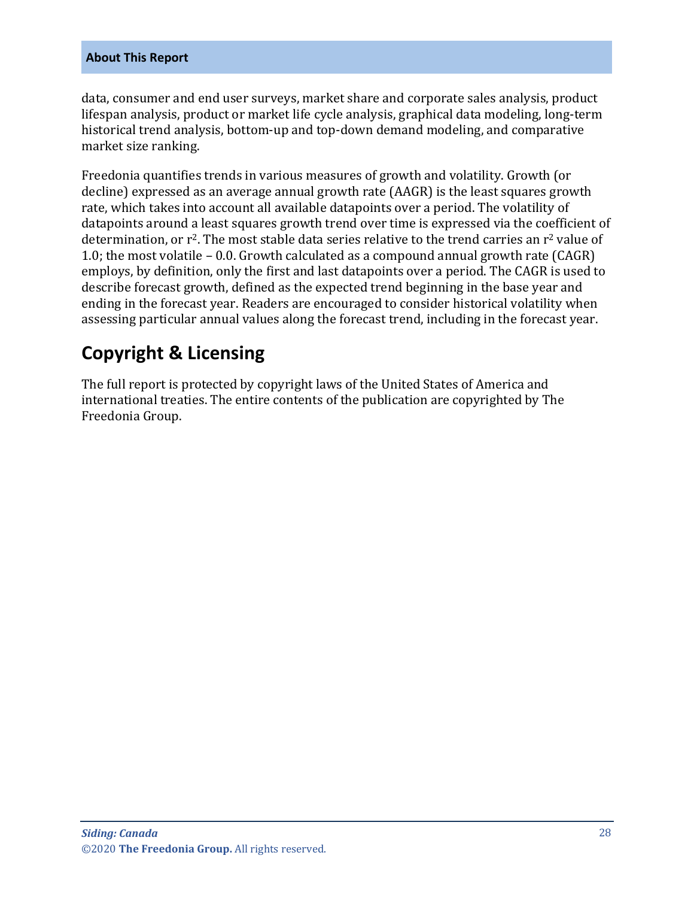data, consumer and end user surveys, market share and corporate sales analysis, product lifespan analysis, product or market life cycle analysis, graphical data modeling, long-term historical trend analysis, bottom-up and top-down demand modeling, and comparative market size ranking.

Freedonia quantifies trends in various measures of growth and volatility. Growth (or decline) expressed as an average annual growth rate (AAGR) is the least squares growth rate, which takes into account all available datapoints over a period. The volatility of datapoints around a least squares growth trend over time is expressed via the coefficient of determination, or $r^2$. The most stable data series relative to the trend carries an $r^2$ value of 1.0; the most volatile – 0.0. Growth calculated as a compound annual growth rate (CAGR) employs, by definition, only the first and last datapoints over a period. The CAGR is used to describe forecast growth, defined as the expected trend beginning in the base year and ending in the forecast year. Readers are encouraged to consider historical volatility when assessing particular annual values along the forecast trend, including in the forecast year.

## Copyright & Licensing

The full report is protected by copyright laws of the United States of America and international treaties. The entire contents of the publication are copyrighted by The Freedonia Group.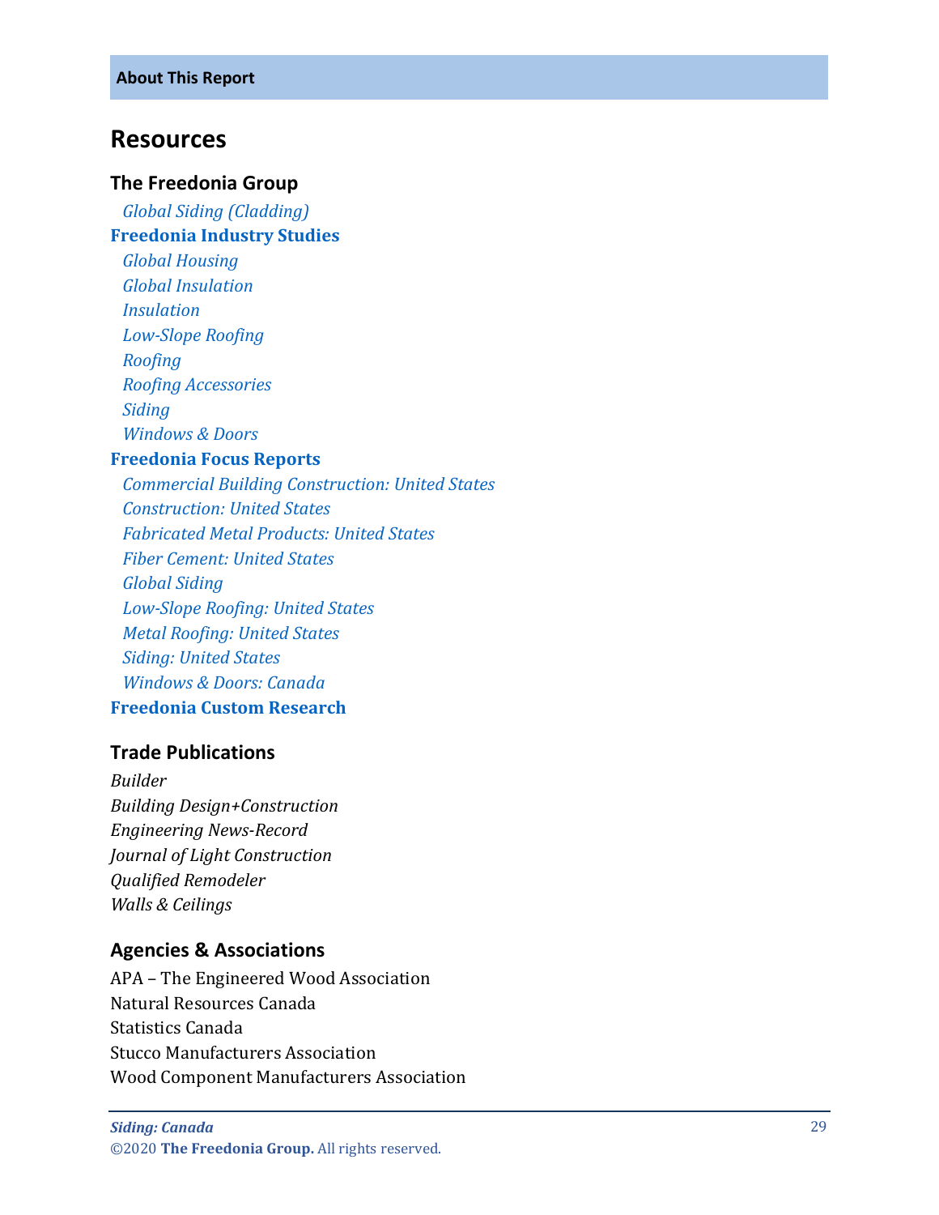## Resources

### The Freedonia Group

*Global Siding (Cladding)*

**Freedonia Industry Studies**

*Global Housing*
*Global Insulation*
*Insulation*
*Low-Slope Roofing*
*Roofing*
*Roofing Accessories*
*Siding*
*Windows & Doors*

**Freedonia Focus Reports**

*Commercial Building Construction: United States*
*Construction: United States*
*Fabricated Metal Products: United States*
*Fiber Cement: United States*
*Global Siding*
*Low-Slope Roofing: United States*
*Metal Roofing: United States*
*Siding: United States*
*Windows & Doors: Canada*

**Freedonia Custom Research**

### Trade Publications

*Builder*
*Building Design+Construction*
*Engineering News-Record*
*Journal of Light Construction*
*Qualified Remodeler*
*Walls & Ceilings*

### Agencies & Associations

APA – The Engineered Wood Association
Natural Resources Canada
Statistics Canada
Stucco Manufacturers Association
Wood Component Manufacturers Association